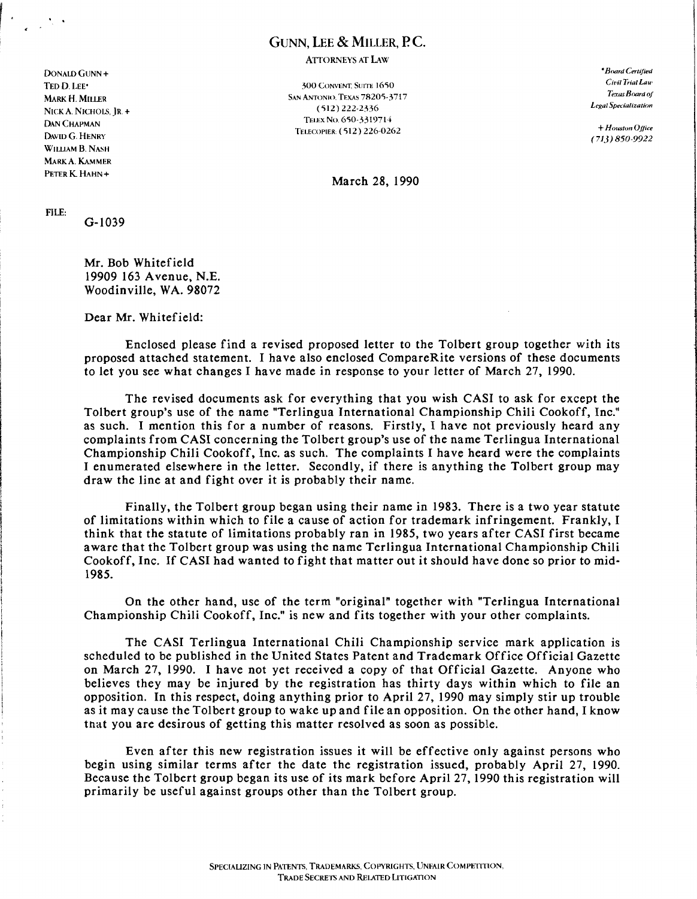# GUNN, LEE & MILLER, P.C.

ATTORNEYS AT LAW

DONALD GUNN +
TED D. LEE*
MARK H. MILLER
NICK A. NICHOLS, JR. +
DAN CHAPMAN
DAVID G. HENRY
WILLIAM B. NASH
MARK A. KAMMER
PETER K. HAHN +

300 CONVENT, SUITE 1650
SAN ANTONIO, TEXAS 78205-3717
(512) 222-2336
TELEX NO. 650-3319714
TELECOPIER: (512) 226-0262

*Board Certified Civil Trial Law Texas Board of Legal Specialization

+ Houston Office (713) 850-9922

March 28, 1990

FILE:
G-1039

Mr. Bob Whitefield
19909 163 Avenue, N.E.
Woodinville, WA. 98072

Dear Mr. Whitefield:

Enclosed please find a revised proposed letter to the Tolbert group together with its proposed attached statement. I have also enclosed CompareRite versions of these documents to let you see what changes I have made in response to your letter of March 27, 1990.

The revised documents ask for everything that you wish CASI to ask for except the Tolbert group's use of the name "Terlingua International Championship Chili Cookoff, Inc." as such. I mention this for a number of reasons. Firstly, I have not previously heard any complaints from CASI concerning the Tolbert group's use of the name Terlingua International Championship Chili Cookoff, Inc. as such. The complaints I have heard were the complaints I enumerated elsewhere in the letter. Secondly, if there is anything the Tolbert group may draw the line at and fight over it is probably their name.

Finally, the Tolbert group began using their name in 1983. There is a two year statute of limitations within which to file a cause of action for trademark infringement. Frankly, I think that the statute of limitations probably ran in 1985, two years after CASI first became aware that the Tolbert group was using the name Terlingua International Championship Chili Cookoff, Inc. If CASI had wanted to fight that matter out it should have done so prior to mid-1985.

On the other hand, use of the term "original" together with "Terlingua International Championship Chili Cookoff, Inc." is new and fits together with your other complaints.

The CASI Terlingua International Chili Championship service mark application is scheduled to be published in the United States Patent and Trademark Office Official Gazette on March 27, 1990. I have not yet received a copy of that Official Gazette. Anyone who believes they may be injured by the registration has thirty days within which to file an opposition. In this respect, doing anything prior to April 27, 1990 may simply stir up trouble as it may cause the Tolbert group to wake up and file an opposition. On the other hand, I know that you are desirous of getting this matter resolved as soon as possible.

Even after this new registration issues it will be effective only against persons who begin using similar terms after the date the registration issued, probably April 27, 1990. Because the Tolbert group began its use of its mark before April 27, 1990 this registration will primarily be useful against groups other than the Tolbert group.

SPECIALIZING IN PATENTS, TRADEMARKS, COPYRIGHTS, UNFAIR COMPETITION, TRADE SECRETS AND RELATED LITIGATION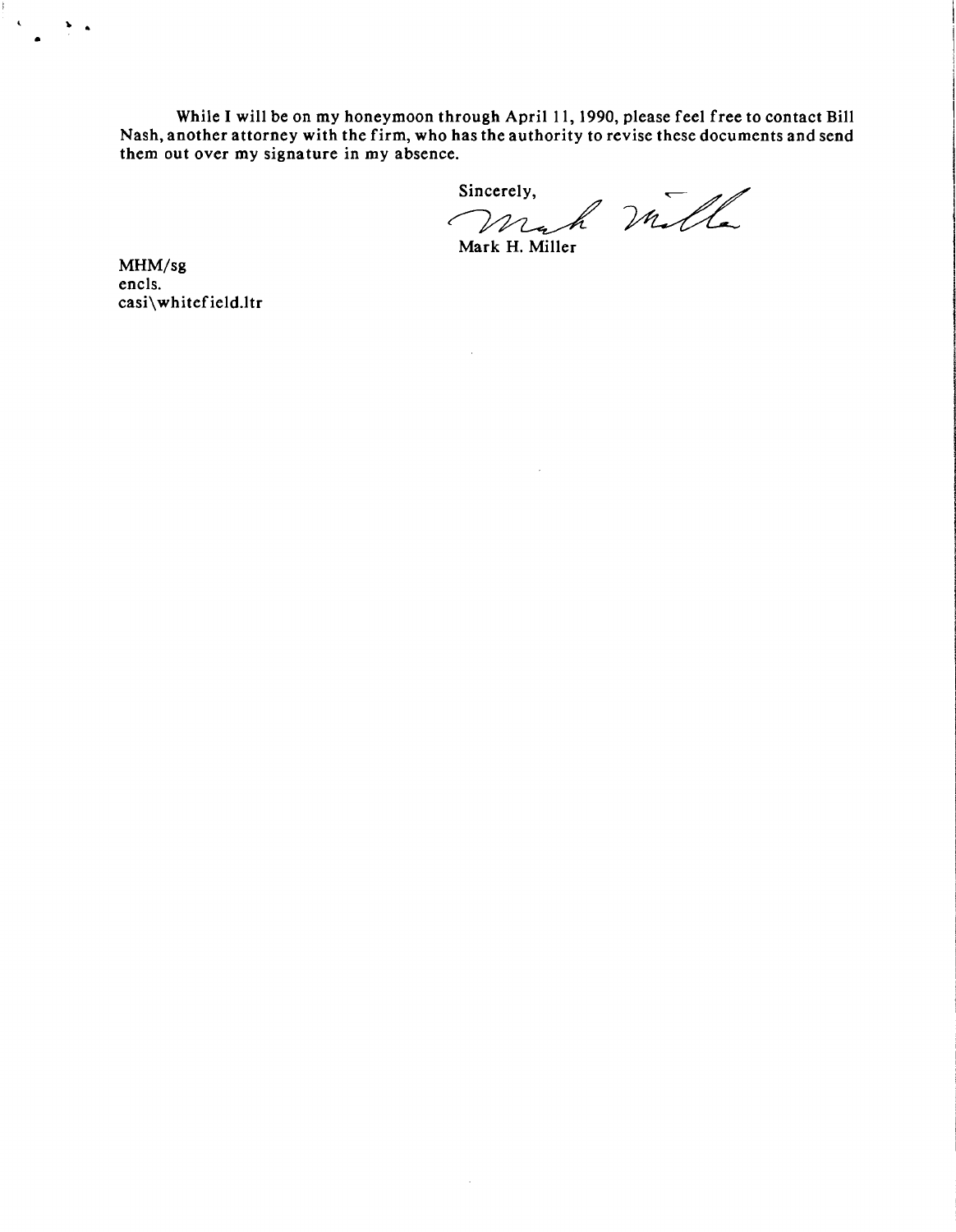While I will be on my honeymoon through April 11, 1990, please feel free to contact Bill Nash, another attorney with the firm, who has the authority to revise these documents and send them out over my signature in my absence.

Sincerely,

Mark H. Miller

MHM/sg
encls.
casi\whitefield.ltr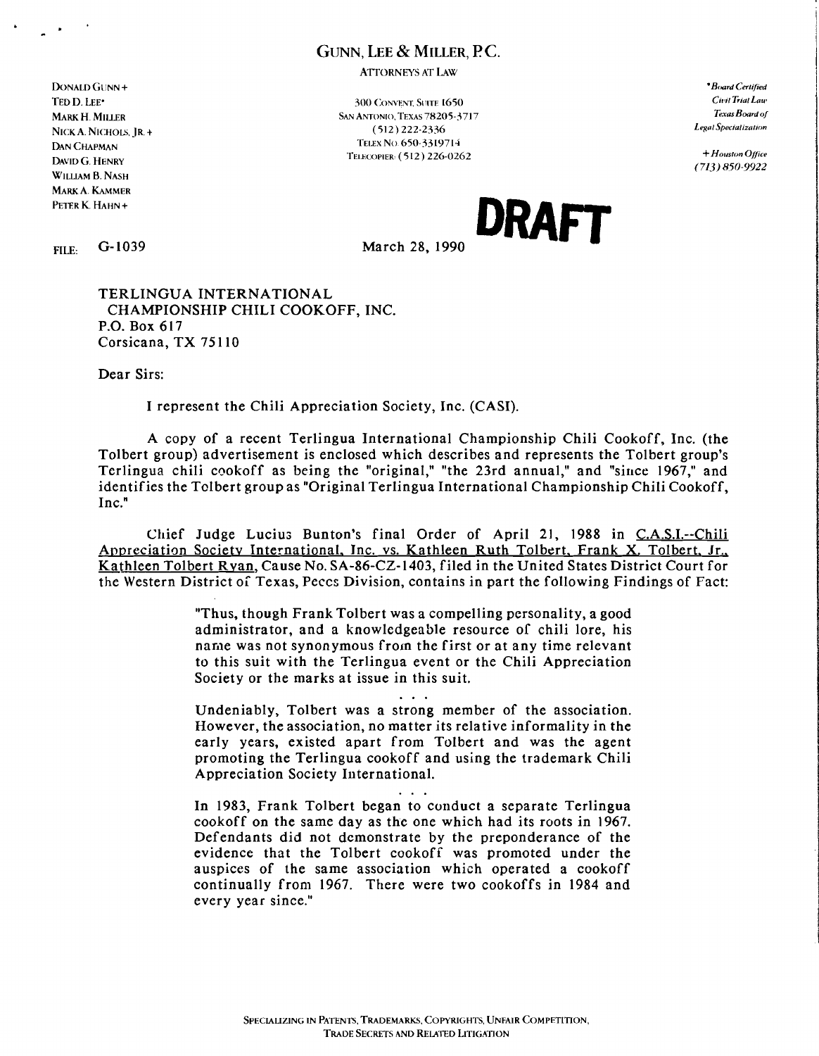# GUNN, LEE & MILLER, P.C.

ATTORNEYS AT LAW

DONALD GUNN+
TED D. LEE*
MARK H. MILLER
NICK A. NICHOLS, JR.+
DAN CHAPMAN
DAVID G. HENRY
WILLIAM B. NASH
MARK A. KAMMER
PETER K. HAHN+

300 CONVENT, SUITE 1650
SAN ANTONIO, TEXAS 78205-3717
(512) 222-2336
TELEX NO. 650-3319714
TELECOPIER: (512) 226-0262

*Board Certified
Civil Trial Law
Texas Board of
Legal Specialization

+Houston Office
(713) 850-9922

**DRAFT**

FILE: G-1039

March 28, 1990

TERLINGUA INTERNATIONAL
CHAMPIONSHIP CHILI COOKOFF, INC.
P.O. Box 617
Corsicana, TX 75110

Dear Sirs:

I represent the Chili Appreciation Society, Inc. (CASI).

A copy of a recent Terlingua International Championship Chili Cookoff, Inc. (the Tolbert group) advertisement is enclosed which describes and represents the Tolbert group's Terlingua chili cookoff as being the "original," "the 23rd annual," and "since 1967," and identifies the Tolbert group as "Original Terlingua International Championship Chili Cookoff, Inc."

Chief Judge Lucius Bunton's final Order of April 21, 1988 in C.A.S.I.--Chili Appreciation Society International, Inc. vs. Kathleen Ruth Tolbert, Frank X. Tolbert, Jr., Kathleen Tolbert Ryan, Cause No. SA-86-CZ-1403, filed in the United States District Court for the Western District of Texas, Pecos Division, contains in part the following Findings of Fact:

> "Thus, though Frank Tolbert was a compelling personality, a good administrator, and a knowledgeable resource of chili lore, his name was not synonymous from the first or at any time relevant to this suit with the Terlingua event or the Chili Appreciation Society or the marks at issue in this suit.
>
> . . .
>
> Undeniably, Tolbert was a strong member of the association. However, the association, no matter its relative informality in the early years, existed apart from Tolbert and was the agent promoting the Terlingua cookoff and using the trademark Chili Appreciation Society International.
>
> . . .
>
> In 1983, Frank Tolbert began to conduct a separate Terlingua cookoff on the same day as the one which had its roots in 1967. Defendants did not demonstrate by the preponderance of the evidence that the Tolbert cookoff was promoted under the auspices of the same association which operated a cookoff continually from 1967. There were two cookoffs in 1984 and every year since."

SPECIALIZING IN PATENTS, TRADEMARKS, COPYRIGHTS, UNFAIR COMPETITION, TRADE SECRETS AND RELATED LITIGATION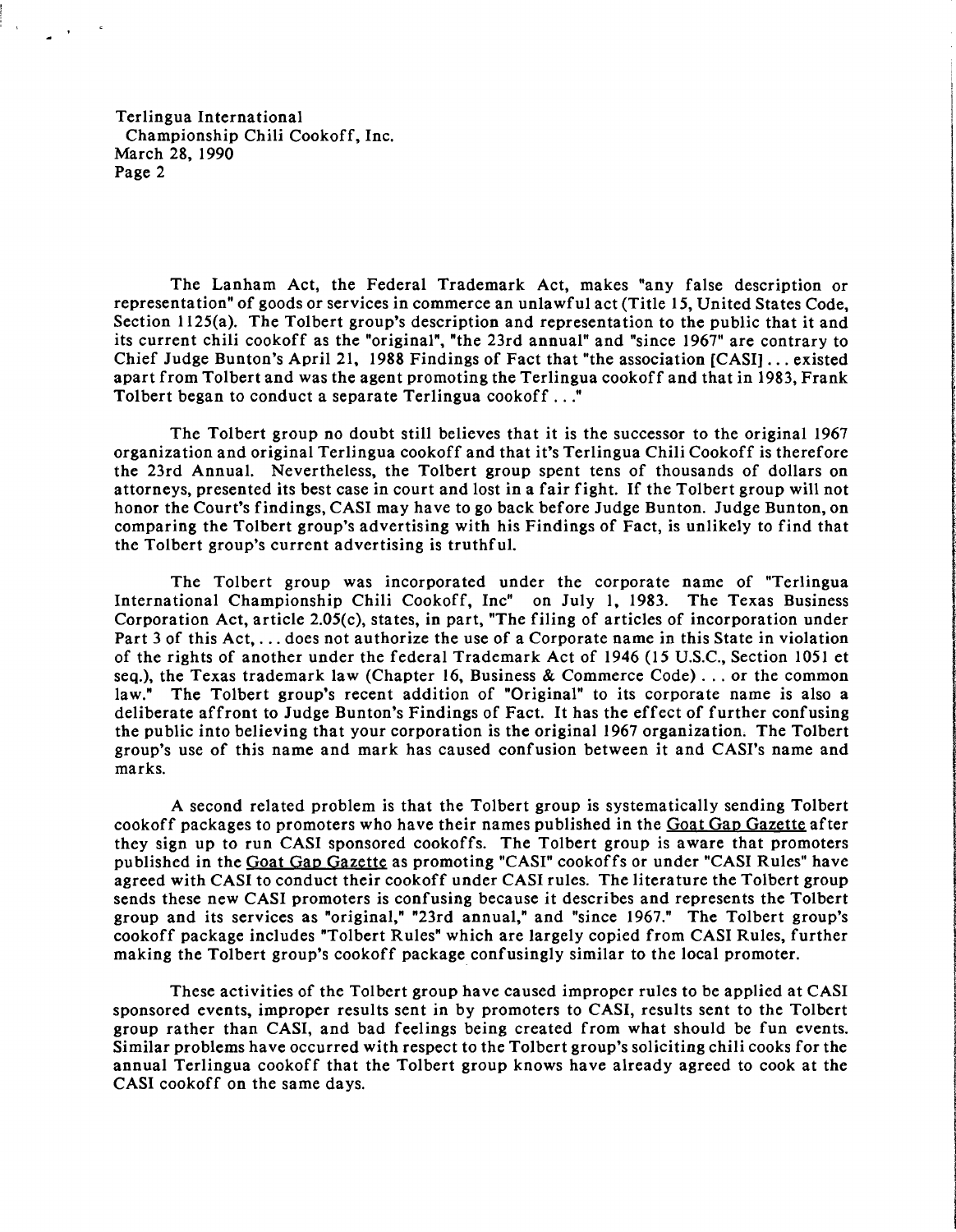The Lanham Act, the Federal Trademark Act, makes "any false description or representation" of goods or services in commerce an unlawful act (Title 15, United States Code, Section 1125(a). The Tolbert group's description and representation to the public that it and its current chili cookoff as the "original", "the 23rd annual" and "since 1967" are contrary to Chief Judge Bunton's April 21, 1988 Findings of Fact that "the association [CASI] . . . existed apart from Tolbert and was the agent promoting the Terlingua cookoff and that in 1983, Frank Tolbert began to conduct a separate Terlingua cookoff . . ."

The Tolbert group no doubt still believes that it is the successor to the original 1967 organization and original Terlingua cookoff and that it's Terlingua Chili Cookoff is therefore the 23rd Annual. Nevertheless, the Tolbert group spent tens of thousands of dollars on attorneys, presented its best case in court and lost in a fair fight. If the Tolbert group will not honor the Court's findings, CASI may have to go back before Judge Bunton. Judge Bunton, on comparing the Tolbert group's advertising with his Findings of Fact, is unlikely to find that the Tolbert group's current advertising is truthful.

The Tolbert group was incorporated under the corporate name of "Terlingua International Championship Chili Cookoff, Inc" on July 1, 1983. The Texas Business Corporation Act, article 2.05(c), states, in part, "The filing of articles of incorporation under Part 3 of this Act, . . . does not authorize the use of a Corporate name in this State in violation of the rights of another under the federal Trademark Act of 1946 (15 U.S.C., Section 1051 et seq.), the Texas trademark law (Chapter 16, Business & Commerce Code) . . . or the common law." The Tolbert group's recent addition of "Original" to its corporate name is also a deliberate affront to Judge Bunton's Findings of Fact. It has the effect of further confusing the public into believing that your corporation is the original 1967 organization. The Tolbert group's use of this name and mark has caused confusion between it and CASI's name and marks.

A second related problem is that the Tolbert group is systematically sending Tolbert cookoff packages to promoters who have their names published in the Goat Gap Gazette after they sign up to run CASI sponsored cookoffs. The Tolbert group is aware that promoters published in the Goat Gap Gazette as promoting "CASI" cookoffs or under "CASI Rules" have agreed with CASI to conduct their cookoff under CASI rules. The literature the Tolbert group sends these new CASI promoters is confusing because it describes and represents the Tolbert group and its services as "original," "23rd annual," and "since 1967." The Tolbert group's cookoff package includes "Tolbert Rules" which are largely copied from CASI Rules, further making the Tolbert group's cookoff package confusingly similar to the local promoter.

These activities of the Tolbert group have caused improper rules to be applied at CASI sponsored events, improper results sent in by promoters to CASI, results sent to the Tolbert group rather than CASI, and bad feelings being created from what should be fun events. Similar problems have occurred with respect to the Tolbert group's soliciting chili cooks for the annual Terlingua cookoff that the Tolbert group knows have already agreed to cook at the CASI cookoff on the same days.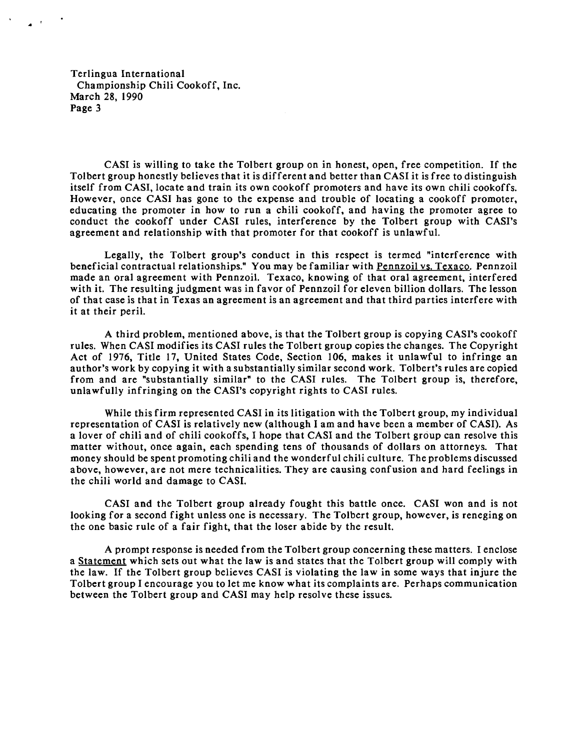CASI is willing to take the Tolbert group on in honest, open, free competition. If the Tolbert group honestly believes that it is different and better than CASI it is free to distinguish itself from CASI, locate and train its own cookoff promoters and have its own chili cookoffs. However, once CASI has gone to the expense and trouble of locating a cookoff promoter, educating the promoter in how to run a chili cookoff, and having the promoter agree to conduct the cookoff under CASI rules, interference by the Tolbert group with CASI's agreement and relationship with that promoter for that cookoff is unlawful.

Legally, the Tolbert group's conduct in this respect is termed "interference with beneficial contractual relationships." You may be familiar with Pennzoil vs. Texaco. Pennzoil made an oral agreement with Pennzoil. Texaco, knowing of that oral agreement, interfered with it. The resulting judgment was in favor of Pennzoil for eleven billion dollars. The lesson of that case is that in Texas an agreement is an agreement and that third parties interfere with it at their peril.

A third problem, mentioned above, is that the Tolbert group is copying CASI's cookoff rules. When CASI modifies its CASI rules the Tolbert group copies the changes. The Copyright Act of 1976, Title 17, United States Code, Section 106, makes it unlawful to infringe an author's work by copying it with a substantially similar second work. Tolbert's rules are copied from and are "substantially similar" to the CASI rules. The Tolbert group is, therefore, unlawfully infringing on the CASI's copyright rights to CASI rules.

While this firm represented CASI in its litigation with the Tolbert group, my individual representation of CASI is relatively new (although I am and have been a member of CASI). As a lover of chili and of chili cookoffs, I hope that CASI and the Tolbert group can resolve this matter without, once again, each spending tens of thousands of dollars on attorneys. That money should be spent promoting chili and the wonderful chili culture. The problems discussed above, however, are not mere technicalities. They are causing confusion and hard feelings in the chili world and damage to CASI.

CASI and the Tolbert group already fought this battle once. CASI won and is not looking for a second fight unless one is necessary. The Tolbert group, however, is reneging on the one basic rule of a fair fight, that the loser abide by the result.

A prompt response is needed from the Tolbert group concerning these matters. I enclose a Statement which sets out what the law is and states that the Tolbert group will comply with the law. If the Tolbert group believes CASI is violating the law in some ways that injure the Tolbert group I encourage you to let me know what its complaints are. Perhaps communication between the Tolbert group and CASI may help resolve these issues.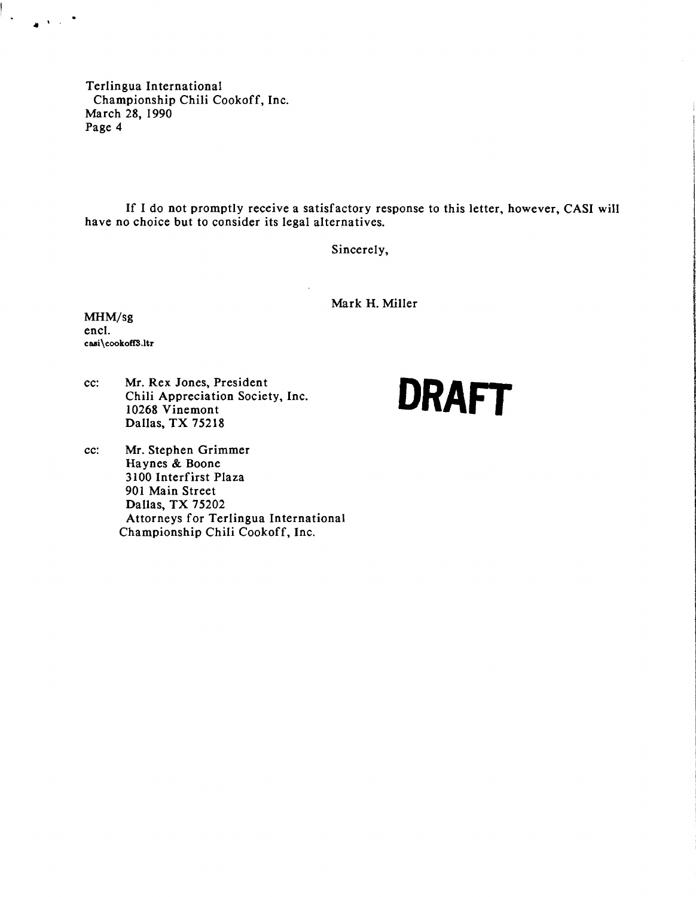Terlingua International
Championship Chili Cookoff, Inc.
March 28, 1990
Page 4

If I do not promptly receive a satisfactory response to this letter, however, CASI will have no choice but to consider its legal alternatives.

Sincerely,

Mark H. Miller

MHM/sg
encl.
casi\cookoff3.ltr

cc: Mr. Rex Jones, President
Chili Appreciation Society, Inc.
10268 Vinemont
Dallas, TX 75218

**DRAFT**

cc: Mr. Stephen Grimmer
Haynes & Boone
3100 Interfirst Plaza
901 Main Street
Dallas, TX 75202
Attorneys for Terlingua International
Championship Chili Cookoff, Inc.